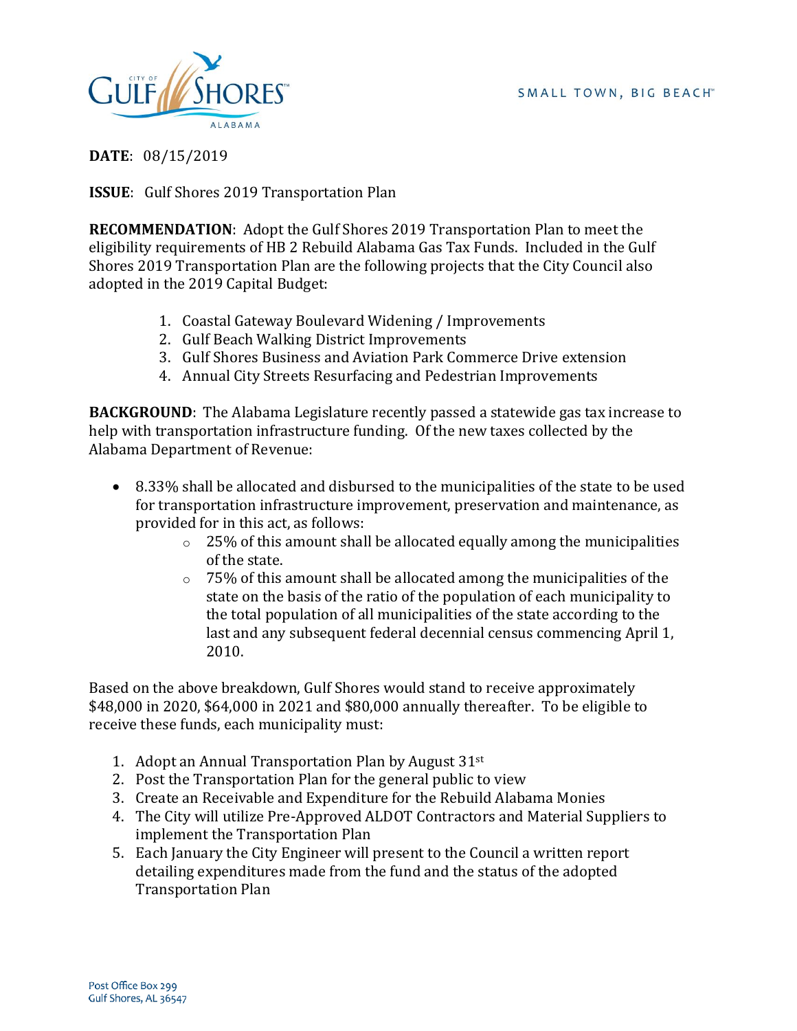CITY OF GULF SHORES ALABAMA

SMALL TOWN, BIG BEACH™

**DATE**: 08/15/2019

**ISSUE**: Gulf Shores 2019 Transportation Plan

**RECOMMENDATION**: Adopt the Gulf Shores 2019 Transportation Plan to meet the eligibility requirements of HB 2 Rebuild Alabama Gas Tax Funds. Included in the Gulf Shores 2019 Transportation Plan are the following projects that the City Council also adopted in the 2019 Capital Budget:

1. Coastal Gateway Boulevard Widening / Improvements
2. Gulf Beach Walking District Improvements
3. Gulf Shores Business and Aviation Park Commerce Drive extension
4. Annual City Streets Resurfacing and Pedestrian Improvements

**BACKGROUND**: The Alabama Legislature recently passed a statewide gas tax increase to help with transportation infrastructure funding. Of the new taxes collected by the Alabama Department of Revenue:

- 8.33% shall be allocated and disbursed to the municipalities of the state to be used for transportation infrastructure improvement, preservation and maintenance, as provided for in this act, as follows:
  - 25% of this amount shall be allocated equally among the municipalities of the state.
  - 75% of this amount shall be allocated among the municipalities of the state on the basis of the ratio of the population of each municipality to the total population of all municipalities of the state according to the last and any subsequent federal decennial census commencing April 1, 2010.

Based on the above breakdown, Gulf Shores would stand to receive approximately $48,000 in 2020, $64,000 in 2021 and $80,000 annually thereafter. To be eligible to receive these funds, each municipality must:

1. Adopt an Annual Transportation Plan by August 31st
2. Post the Transportation Plan for the general public to view
3. Create an Receivable and Expenditure for the Rebuild Alabama Monies
4. The City will utilize Pre-Approved ALDOT Contractors and Material Suppliers to implement the Transportation Plan
5. Each January the City Engineer will present to the Council a written report detailing expenditures made from the fund and the status of the adopted Transportation Plan

Post Office Box 299
Gulf Shores, AL 36547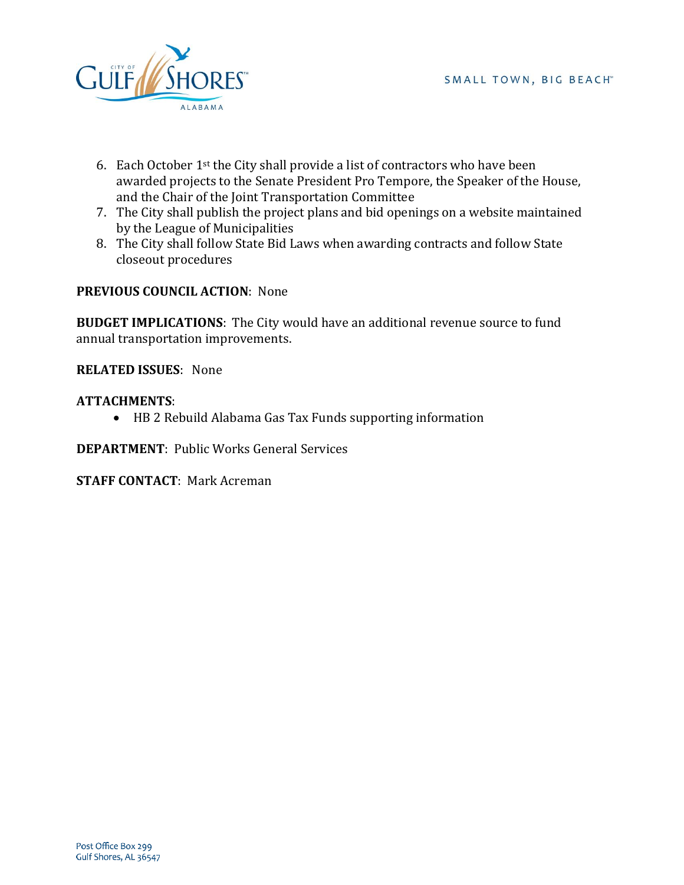6. Each October 1st the City shall provide a list of contractors who have been awarded projects to the Senate President Pro Tempore, the Speaker of the House, and the Chair of the Joint Transportation Committee
7. The City shall publish the project plans and bid openings on a website maintained by the League of Municipalities
8. The City shall follow State Bid Laws when awarding contracts and follow State closeout procedures

**PREVIOUS COUNCIL ACTION**: None

**BUDGET IMPLICATIONS**: The City would have an additional revenue source to fund annual transportation improvements.

**RELATED ISSUES**: None

**ATTACHMENTS**:

- HB 2 Rebuild Alabama Gas Tax Funds supporting information

**DEPARTMENT**: Public Works General Services

**STAFF CONTACT**: Mark Acreman